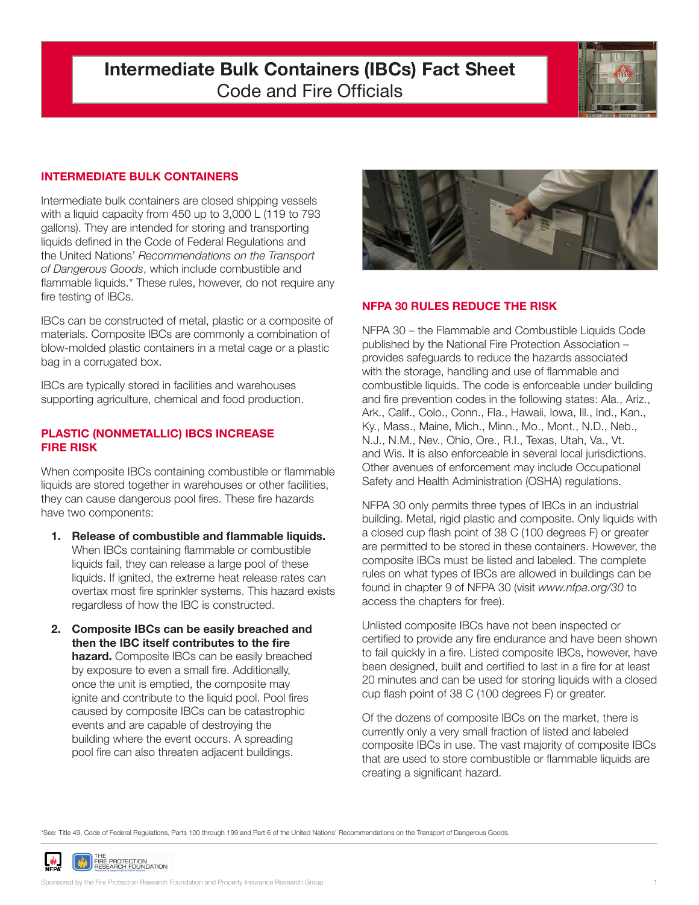# Intermediate Bulk Containers (IBCs) Fact Sheet

Code and Fire Officials

## INTERMEDIATE BULK CONTAINERS

Intermediate bulk containers are closed shipping vessels with a liquid capacity from 450 up to 3,000 L (119 to 793 gallons). They are intended for storing and transporting liquids defined in the Code of Federal Regulations and the United Nations' *Recommendations on the Transport of Dangerous Goods*, which include combustible and flammable liquids.* These rules, however, do not require any fire testing of IBCs.

IBCs can be constructed of metal, plastic or a composite of materials. Composite IBCs are commonly a combination of blow-molded plastic containers in a metal cage or a plastic bag in a corrugated box.

IBCs are typically stored in facilities and warehouses supporting agriculture, chemical and food production.

## PLASTIC (NONMETALLIC) IBCS INCREASE FIRE RISK

When composite IBCs containing combustible or flammable liquids are stored together in warehouses or other facilities, they can cause dangerous pool fires. These fire hazards have two components:

1. **Release of combustible and flammable liquids.** When IBCs containing flammable or combustible liquids fail, they can release a large pool of these liquids. If ignited, the extreme heat release rates can overtax most fire sprinkler systems. This hazard exists regardless of how the IBC is constructed.

2. **Composite IBCs can be easily breached and then the IBC itself contributes to the fire hazard.** Composite IBCs can be easily breached by exposure to even a small fire. Additionally, once the unit is emptied, the composite may ignite and contribute to the liquid pool. Pool fires caused by composite IBCs can be catastrophic events and are capable of destroying the building where the event occurs. A spreading pool fire can also threaten adjacent buildings.

## NFPA 30 RULES REDUCE THE RISK

NFPA 30 – the Flammable and Combustible Liquids Code published by the National Fire Protection Association – provides safeguards to reduce the hazards associated with the storage, handling and use of flammable and combustible liquids. The code is enforceable under building and fire prevention codes in the following states: Ala., Ariz., Ark., Calif., Colo., Conn., Fla., Hawaii, Iowa, Ill., Ind., Kan., Ky., Mass., Maine, Mich., Minn., Mo., Mont., N.D., Neb., N.J., N.M., Nev., Ohio, Ore., R.I., Texas, Utah, Va., Vt. and Wis. It is also enforceable in several local jurisdictions. Other avenues of enforcement may include Occupational Safety and Health Administration (OSHA) regulations.

NFPA 30 only permits three types of IBCs in an industrial building. Metal, rigid plastic and composite. Only liquids with a closed cup flash point of 38 C (100 degrees F) or greater are permitted to be stored in these containers. However, the composite IBCs must be listed and labeled. The complete rules on what types of IBCs are allowed in buildings can be found in chapter 9 of NFPA 30 (visit *www.nfpa.org/30* to access the chapters for free).

Unlisted composite IBCs have not been inspected or certified to provide any fire endurance and have been shown to fail quickly in a fire. Listed composite IBCs, however, have been designed, built and certified to last in a fire for at least 20 minutes and can be used for storing liquids with a closed cup flash point of 38 C (100 degrees F) or greater.

Of the dozens of composite IBCs on the market, there is currently only a very small fraction of listed and labeled composite IBCs in use. The vast majority of composite IBCs that are used to store combustible or flammable liquids are creating a significant hazard.

*See: Title 49, Code of Federal Regulations, Parts 100 through 199 and Part 6 of the United Nations' Recommendations on the Transport of Dangerous Goods.

Sponsored by the Fire Protection Research Foundation and Property Insurance Research Group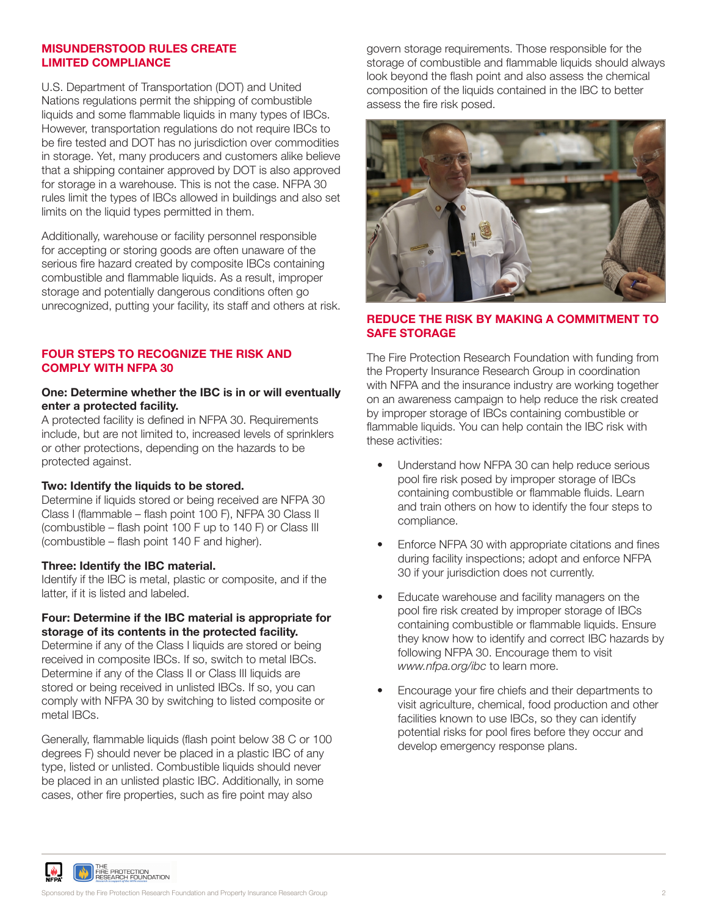## MISUNDERSTOOD RULES CREATE LIMITED COMPLIANCE

U.S. Department of Transportation (DOT) and United Nations regulations permit the shipping of combustible liquids and some flammable liquids in many types of IBCs. However, transportation regulations do not require IBCs to be fire tested and DOT has no jurisdiction over commodities in storage. Yet, many producers and customers alike believe that a shipping container approved by DOT is also approved for storage in a warehouse. This is not the case. NFPA 30 rules limit the types of IBCs allowed in buildings and also set limits on the liquid types permitted in them.

Additionally, warehouse or facility personnel responsible for accepting or storing goods are often unaware of the serious fire hazard created by composite IBCs containing combustible and flammable liquids. As a result, improper storage and potentially dangerous conditions often go unrecognized, putting your facility, its staff and others at risk.

## FOUR STEPS TO RECOGNIZE THE RISK AND COMPLY WITH NFPA 30

**One: Determine whether the IBC is in or will eventually enter a protected facility.**
A protected facility is defined in NFPA 30. Requirements include, but are not limited to, increased levels of sprinklers or other protections, depending on the hazards to be protected against.

**Two: Identify the liquids to be stored.**
Determine if liquids stored or being received are NFPA 30 Class I (flammable – flash point 100 F), NFPA 30 Class II (combustible – flash point 100 F up to 140 F) or Class III (combustible – flash point 140 F and higher).

**Three: Identify the IBC material.**
Identify if the IBC is metal, plastic or composite, and if the latter, if it is listed and labeled.

**Four: Determine if the IBC material is appropriate for storage of its contents in the protected facility.**
Determine if any of the Class I liquids are stored or being received in composite IBCs. If so, switch to metal IBCs. Determine if any of the Class II or Class III liquids are stored or being received in unlisted IBCs. If so, you can comply with NFPA 30 by switching to listed composite or metal IBCs.

Generally, flammable liquids (flash point below 38 C or 100 degrees F) should never be placed in a plastic IBC of any type, listed or unlisted. Combustible liquids should never be placed in an unlisted plastic IBC. Additionally, in some cases, other fire properties, such as fire point may also govern storage requirements. Those responsible for the storage of combustible and flammable liquids should always look beyond the flash point and also assess the chemical composition of the liquids contained in the IBC to better assess the fire risk posed.

## REDUCE THE RISK BY MAKING A COMMITMENT TO SAFE STORAGE

The Fire Protection Research Foundation with funding from the Property Insurance Research Group in coordination with NFPA and the insurance industry are working together on an awareness campaign to help reduce the risk created by improper storage of IBCs containing combustible or flammable liquids. You can help contain the IBC risk with these activities:

- Understand how NFPA 30 can help reduce serious pool fire risk posed by improper storage of IBCs containing combustible or flammable fluids. Learn and train others on how to identify the four steps to compliance.
- Enforce NFPA 30 with appropriate citations and fines during facility inspections; adopt and enforce NFPA 30 if your jurisdiction does not currently.
- Educate warehouse and facility managers on the pool fire risk created by improper storage of IBCs containing combustible or flammable liquids. Ensure they know how to identify and correct IBC hazards by following NFPA 30. Encourage them to visit *www.nfpa.org/ibc* to learn more.
- Encourage your fire chiefs and their departments to visit agriculture, chemical, food production and other facilities known to use IBCs, so they can identify potential risks for pool fires before they occur and develop emergency response plans.

Sponsored by the Fire Protection Research Foundation and Property Insurance Research Group